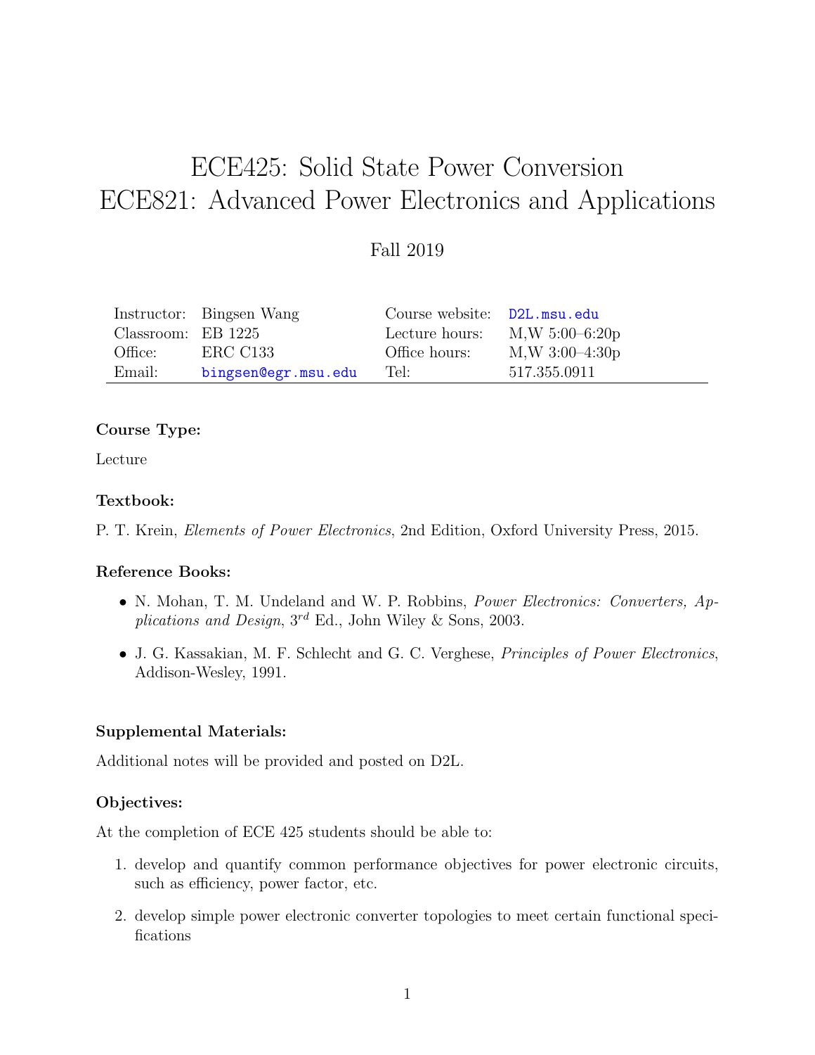# ECE425: Solid State Power Conversion
# ECE821: Advanced Power Electronics and Applications

Fall 2019

| | | | |
|---|---|---|---|
| Instructor: | Bingsen Wang | Course website: | D2L.msu.edu |
| Classroom: | EB 1225 | Lecture hours: | M,W 5:00–6:20p |
| Office: | ERC C133 | Office hours: | M,W 3:00–4:30p |
| Email: | bingsen@egr.msu.edu | Tel: | 517.355.0911 |

### Course Type:

Lecture

### Textbook:

P. T. Krein, *Elements of Power Electronics*, 2nd Edition, Oxford University Press, 2015.

### Reference Books:

- N. Mohan, T. M. Undeland and W. P. Robbins, *Power Electronics: Converters, Applications and Design*, 3$^{rd}$ Ed., John Wiley & Sons, 2003.
- J. G. Kassakian, M. F. Schlecht and G. C. Verghese, *Principles of Power Electronics*, Addison-Wesley, 1991.

### Supplemental Materials:

Additional notes will be provided and posted on D2L.

### Objectives:

At the completion of ECE 425 students should be able to:

1. develop and quantify common performance objectives for power electronic circuits, such as efficiency, power factor, etc.
2. develop simple power electronic converter topologies to meet certain functional specifications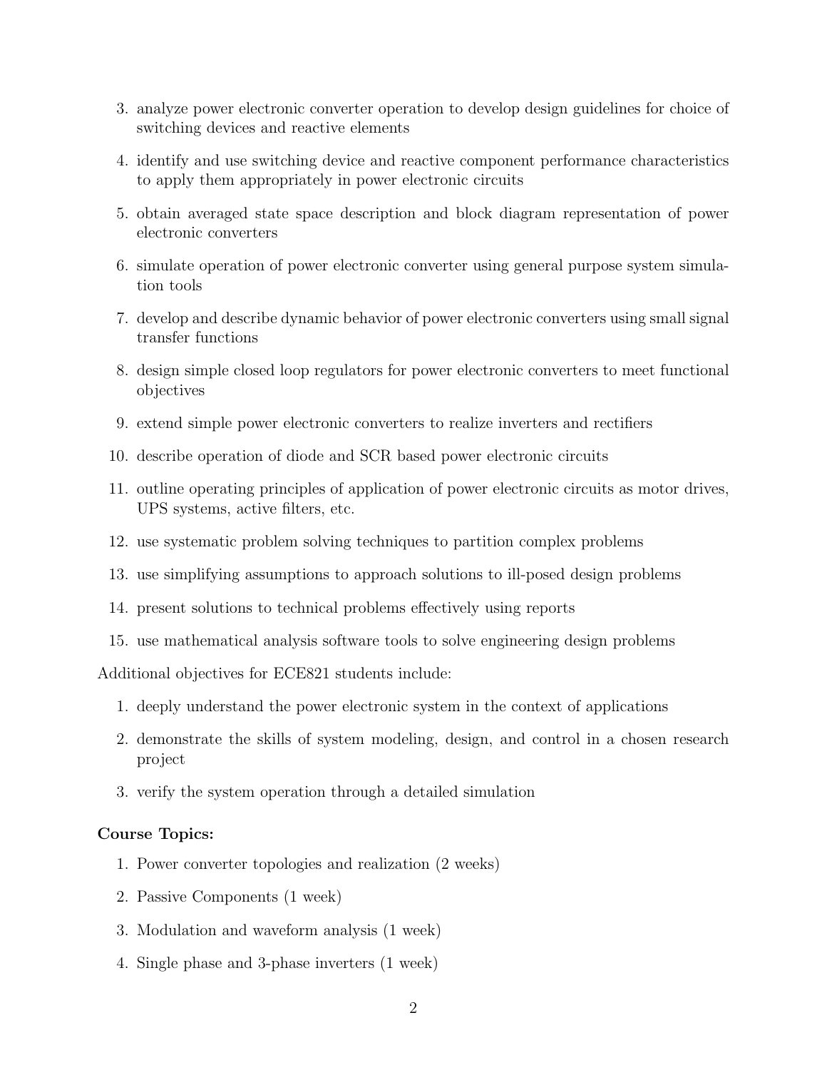3. analyze power electronic converter operation to develop design guidelines for choice of switching devices and reactive elements
4. identify and use switching device and reactive component performance characteristics to apply them appropriately in power electronic circuits
5. obtain averaged state space description and block diagram representation of power electronic converters
6. simulate operation of power electronic converter using general purpose system simulation tools
7. develop and describe dynamic behavior of power electronic converters using small signal transfer functions
8. design simple closed loop regulators for power electronic converters to meet functional objectives
9. extend simple power electronic converters to realize inverters and rectifiers
10. describe operation of diode and SCR based power electronic circuits
11. outline operating principles of application of power electronic circuits as motor drives, UPS systems, active filters, etc.
12. use systematic problem solving techniques to partition complex problems
13. use simplifying assumptions to approach solutions to ill-posed design problems
14. present solutions to technical problems effectively using reports
15. use mathematical analysis software tools to solve engineering design problems

Additional objectives for ECE821 students include:

1. deeply understand the power electronic system in the context of applications
2. demonstrate the skills of system modeling, design, and control in a chosen research project
3. verify the system operation through a detailed simulation

**Course Topics:**

1. Power converter topologies and realization (2 weeks)
2. Passive Components (1 week)
3. Modulation and waveform analysis (1 week)
4. Single phase and 3-phase inverters (1 week)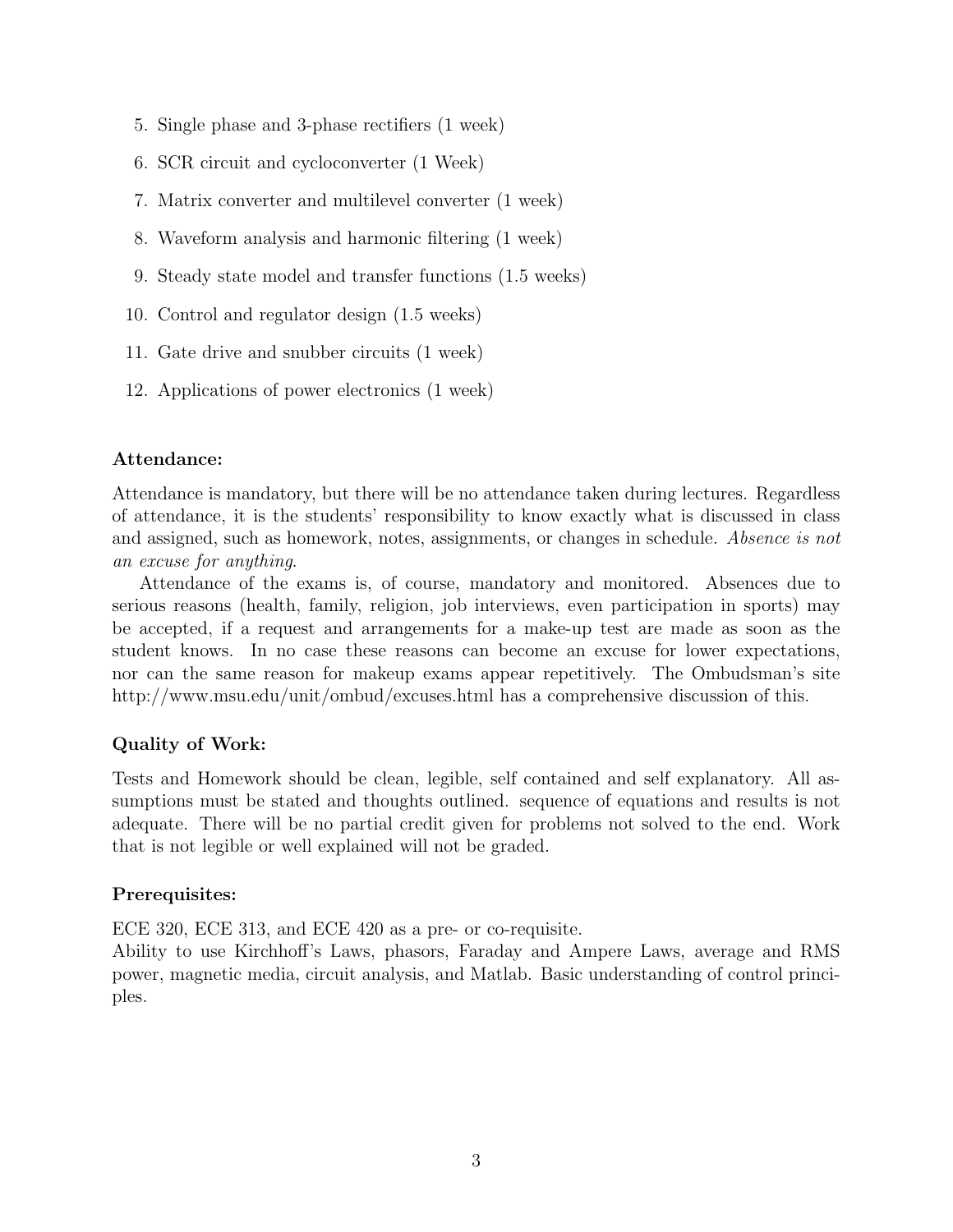5. Single phase and 3-phase rectifiers (1 week)
6. SCR circuit and cycloconverter (1 Week)
7. Matrix converter and multilevel converter (1 week)
8. Waveform analysis and harmonic filtering (1 week)
9. Steady state model and transfer functions (1.5 weeks)
10. Control and regulator design (1.5 weeks)
11. Gate drive and snubber circuits (1 week)
12. Applications of power electronics (1 week)

### Attendance:

Attendance is mandatory, but there will be no attendance taken during lectures. Regardless of attendance, it is the students' responsibility to know exactly what is discussed in class and assigned, such as homework, notes, assignments, or changes in schedule. *Absence is not an excuse for anything*.

Attendance of the exams is, of course, mandatory and monitored. Absences due to serious reasons (health, family, religion, job interviews, even participation in sports) may be accepted, if a request and arrangements for a make-up test are made as soon as the student knows. In no case these reasons can become an excuse for lower expectations, nor can the same reason for makeup exams appear repetitively. The Ombudsman's site http://www.msu.edu/unit/ombud/excuses.html has a comprehensive discussion of this.

### Quality of Work:

Tests and Homework should be clean, legible, self contained and self explanatory. All assumptions must be stated and thoughts outlined. sequence of equations and results is not adequate. There will be no partial credit given for problems not solved to the end. Work that is not legible or well explained will not be graded.

### Prerequisites:

ECE 320, ECE 313, and ECE 420 as a pre- or co-requisite.
Ability to use Kirchhoff's Laws, phasors, Faraday and Ampere Laws, average and RMS power, magnetic media, circuit analysis, and Matlab. Basic understanding of control principles.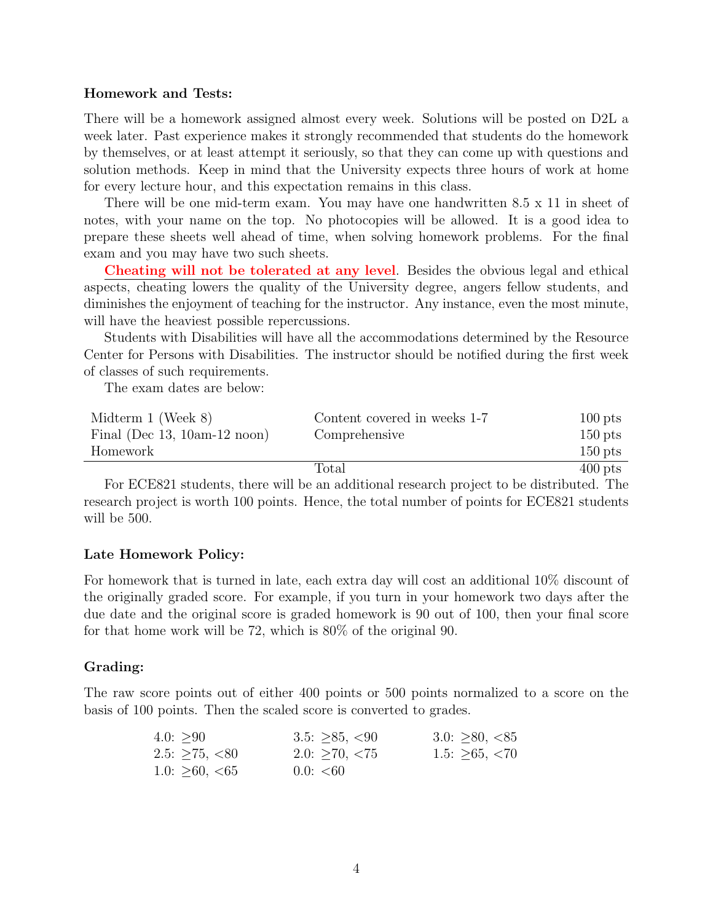### Homework and Tests:

There will be a homework assigned almost every week. Solutions will be posted on D2L a week later. Past experience makes it strongly recommended that students do the homework by themselves, or at least attempt it seriously, so that they can come up with questions and solution methods. Keep in mind that the University expects three hours of work at home for every lecture hour, and this expectation remains in this class.

There will be one mid-term exam. You may have one handwritten 8.5 x 11 in sheet of notes, with your name on the top. No photocopies will be allowed. It is a good idea to prepare these sheets well ahead of time, when solving homework problems. For the final exam and you may have two such sheets.

**Cheating will not be tolerated at any level**. Besides the obvious legal and ethical aspects, cheating lowers the quality of the University degree, angers fellow students, and diminishes the enjoyment of teaching for the instructor. Any instance, even the most minute, will have the heaviest possible repercussions.

Students with Disabilities will have all the accommodations determined by the Resource Center for Persons with Disabilities. The instructor should be notified during the first week of classes of such requirements.

The exam dates are below:

| | | |
|---|---|---|
| Midterm 1 (Week 8) | Content covered in weeks 1-7 | 100 pts |
| Final (Dec 13, 10am-12 noon) | Comprehensive | 150 pts |
| Homework | | 150 pts |
| | Total | 400 pts |

For ECE821 students, there will be an additional research project to be distributed. The research project is worth 100 points. Hence, the total number of points for ECE821 students will be 500.

### Late Homework Policy:

For homework that is turned in late, each extra day will cost an additional 10% discount of the originally graded score. For example, if you turn in your homework two days after the due date and the original score is graded homework is 90 out of 100, then your final score for that home work will be 72, which is 80% of the original 90.

### Grading:

The raw score points out of either 400 points or 500 points normalized to a score on the basis of 100 points. Then the scaled score is converted to grades.

| | | |
|---|---|---|
| 4.0: $\geq 90$ | 3.5: $\geq 85$, $<90$ | 3.0: $\geq 80$, $<85$ |
| 2.5: $\geq 75$, $<80$ | 2.0: $\geq 70$, $<75$ | 1.5: $\geq 65$, $<70$ |
| 1.0: $\geq 60$, $<65$ | 0.0: $<60$ | |